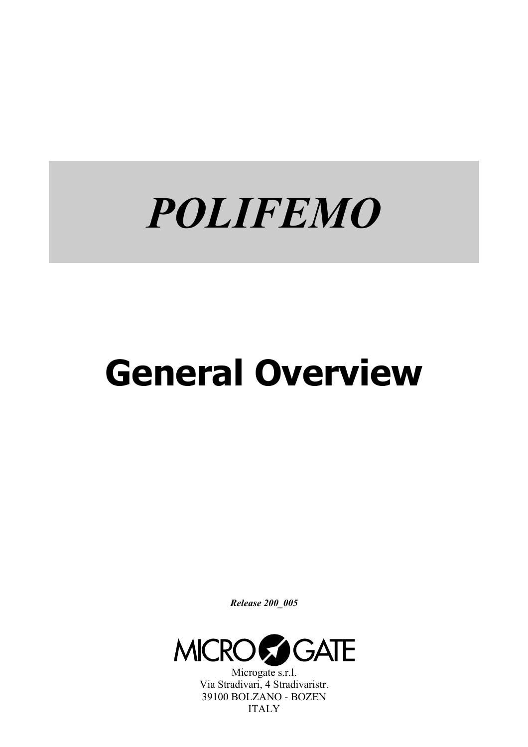# *POLIFEMO*

# General Overview

***Release 200_005***

MICROGATE

Microgate s.r.l.
Via Stradivari, 4 Stradivaristr.
39100 BOLZANO - BOZEN
ITALY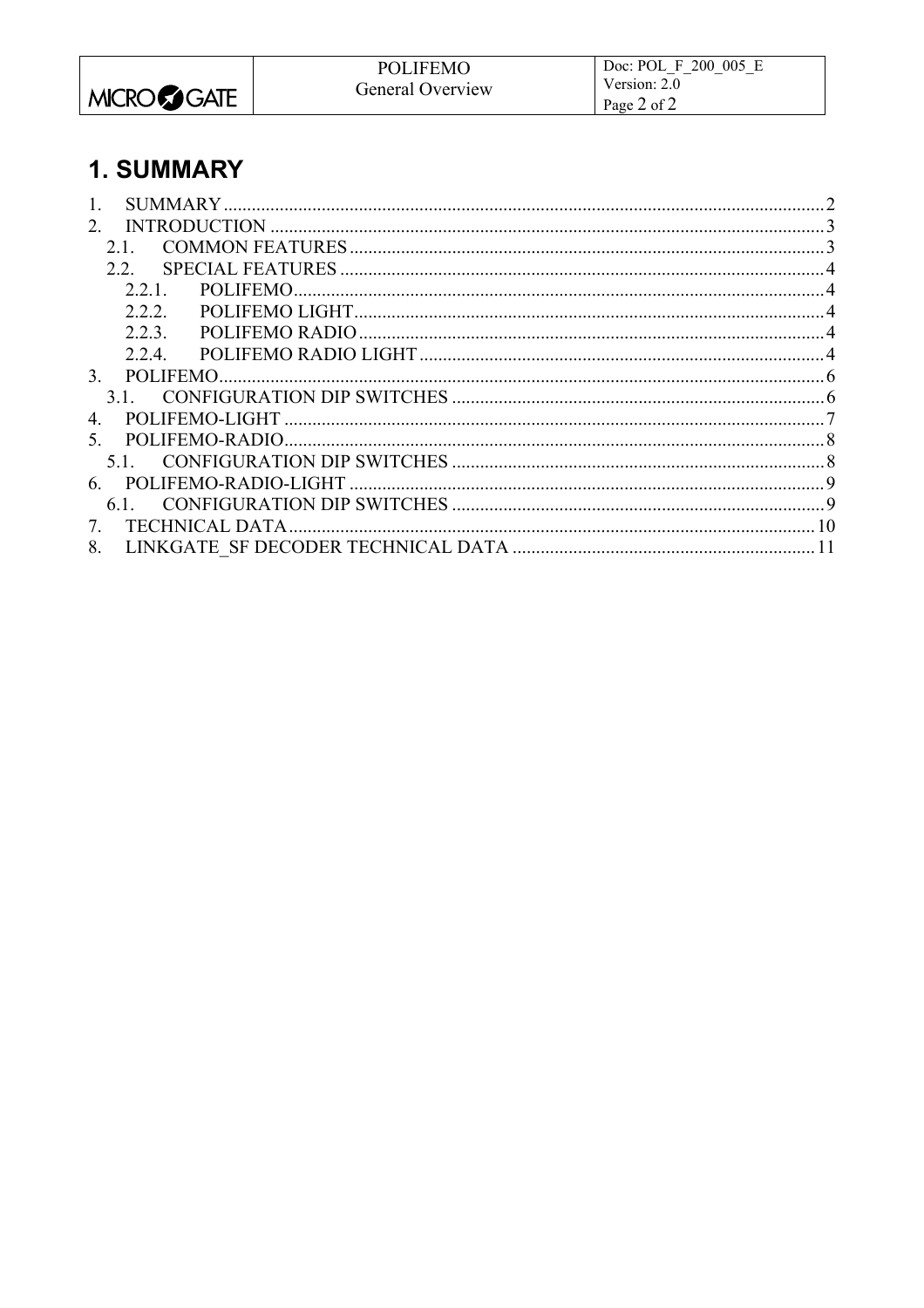# 1. SUMMARY

1. SUMMARY ........................................................................................................................ 2
2. INTRODUCTION ................................................................................................................ 3
   - 2.1. COMMON FEATURES .............................................................................................. 3
   - 2.2. SPECIAL FEATURES ................................................................................................ 4
     - 2.2.1. POLIFEMO ........................................................................................................ 4
     - 2.2.2. POLIFEMO LIGHT ............................................................................................ 4
     - 2.2.3. POLIFEMO RADIO ............................................................................................ 4
     - 2.2.4. POLIFEMO RADIO LIGHT ............................................................................... 4
3. POLIFEMO ......................................................................................................................... 6
   - 3.1. CONFIGURATION DIP SWITCHES ......................................................................... 6
4. POLIFEMO-LIGHT ............................................................................................................ 7
5. POLIFEMO-RADIO ........................................................................................................... 8
   - 5.1. CONFIGURATION DIP SWITCHES ......................................................................... 8
6. POLIFEMO-RADIO-LIGHT .............................................................................................. 9
   - 6.1. CONFIGURATION DIP SWITCHES ......................................................................... 9
7. TECHNICAL DATA ........................................................................................................... 10
8. LINKGATE_SF DECODER TECHNICAL DATA ............................................................ 11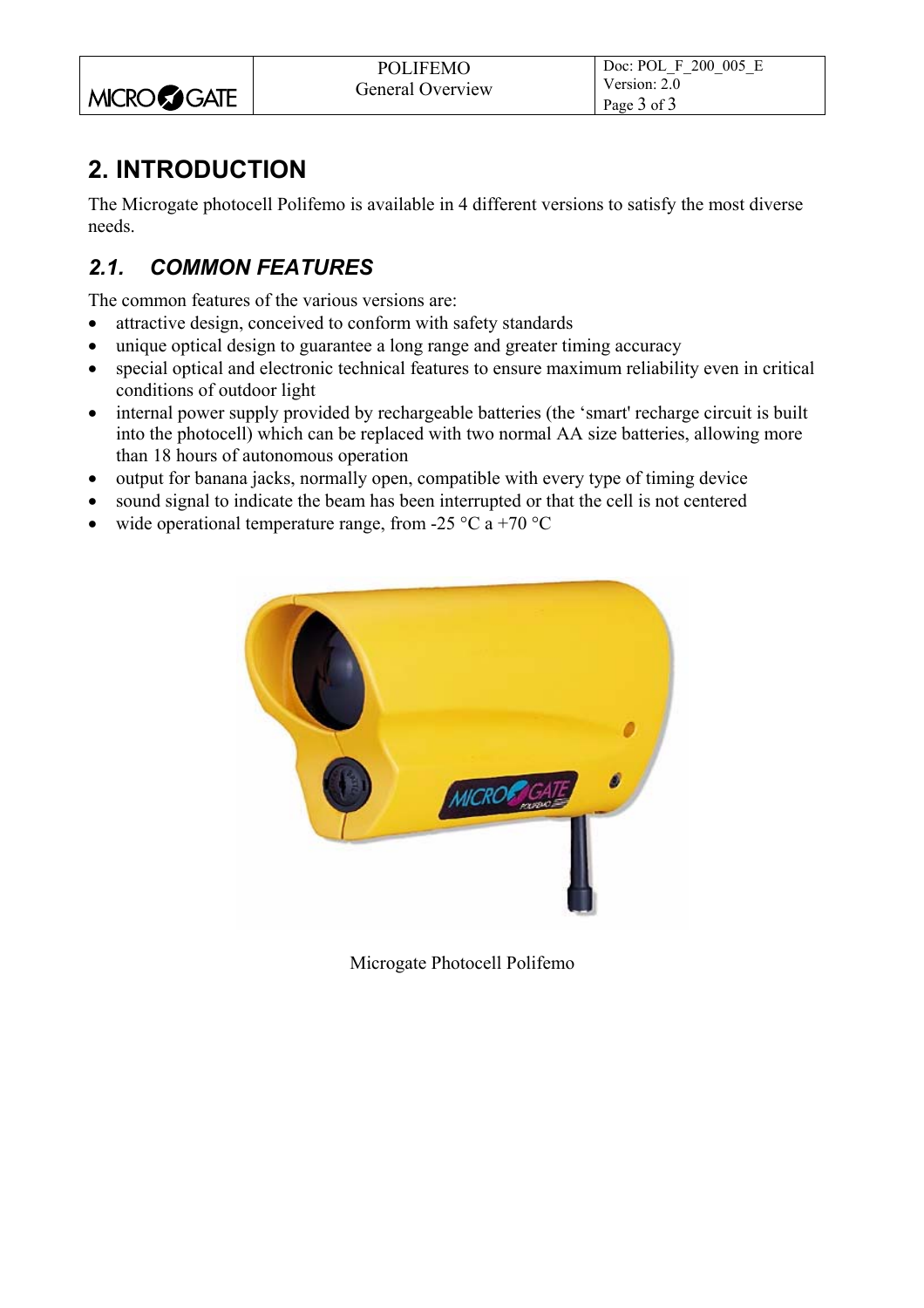# 2. INTRODUCTION

The Microgate photocell Polifemo is available in 4 different versions to satisfy the most diverse needs.

## *2.1. COMMON FEATURES*

The common features of the various versions are:

- attractive design, conceived to conform with safety standards
- unique optical design to guarantee a long range and greater timing accuracy
- special optical and electronic technical features to ensure maximum reliability even in critical conditions of outdoor light
- internal power supply provided by rechargeable batteries (the 'smart' recharge circuit is built into the photocell) which can be replaced with two normal AA size batteries, allowing more than 18 hours of autonomous operation
- output for banana jacks, normally open, compatible with every type of timing device
- sound signal to indicate the beam has been interrupted or that the cell is not centered
- wide operational temperature range, from -25 °C a +70 °C

Microgate Photocell Polifemo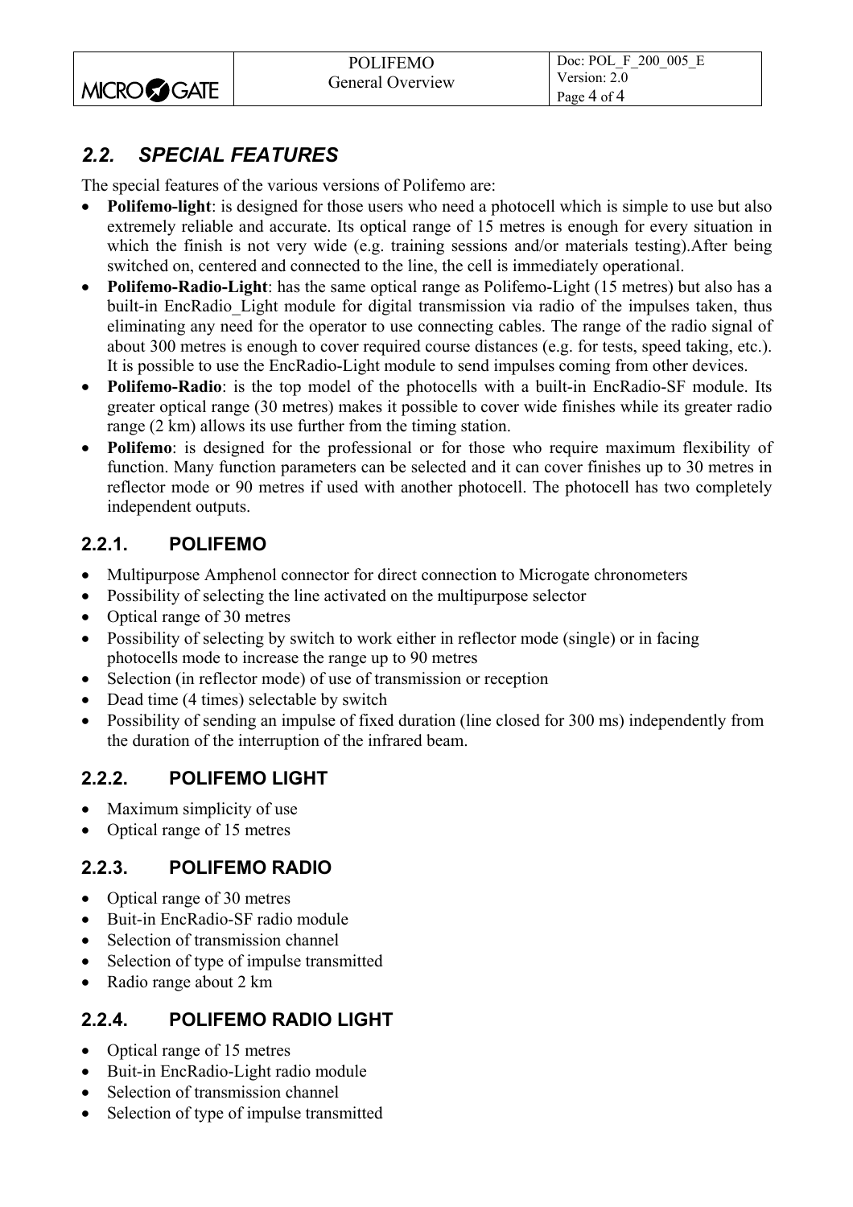## 2.2. SPECIAL FEATURES

The special features of the various versions of Polifemo are:

- **Polifemo-light**: is designed for those users who need a photocell which is simple to use but also extremely reliable and accurate. Its optical range of 15 metres is enough for every situation in which the finish is not very wide (e.g. training sessions and/or materials testing).After being switched on, centered and connected to the line, the cell is immediately operational.
- **Polifemo-Radio-Light**: has the same optical range as Polifemo-Light (15 metres) but also has a built-in EncRadio_Light module for digital transmission via radio of the impulses taken, thus eliminating any need for the operator to use connecting cables. The range of the radio signal of about 300 metres is enough to cover required course distances (e.g. for tests, speed taking, etc.). It is possible to use the EncRadio-Light module to send impulses coming from other devices.
- **Polifemo-Radio**: is the top model of the photocells with a built-in EncRadio-SF module. Its greater optical range (30 metres) makes it possible to cover wide finishes while its greater radio range (2 km) allows its use further from the timing station.
- **Polifemo**: is designed for the professional or for those who require maximum flexibility of function. Many function parameters can be selected and it can cover finishes up to 30 metres in reflector mode or 90 metres if used with another photocell. The photocell has two completely independent outputs.

### 2.2.1. POLIFEMO

- Multipurpose Amphenol connector for direct connection to Microgate chronometers
- Possibility of selecting the line activated on the multipurpose selector
- Optical range of 30 metres
- Possibility of selecting by switch to work either in reflector mode (single) or in facing photocells mode to increase the range up to 90 metres
- Selection (in reflector mode) of use of transmission or reception
- Dead time (4 times) selectable by switch
- Possibility of sending an impulse of fixed duration (line closed for 300 ms) independently from the duration of the interruption of the infrared beam.

### 2.2.2. POLIFEMO LIGHT

- Maximum simplicity of use
- Optical range of 15 metres

### 2.2.3. POLIFEMO RADIO

- Optical range of 30 metres
- Buit-in EncRadio-SF radio module
- Selection of transmission channel
- Selection of type of impulse transmitted
- Radio range about 2 km

### 2.2.4. POLIFEMO RADIO LIGHT

- Optical range of 15 metres
- Buit-in EncRadio-Light radio module
- Selection of transmission channel
- Selection of type of impulse transmitted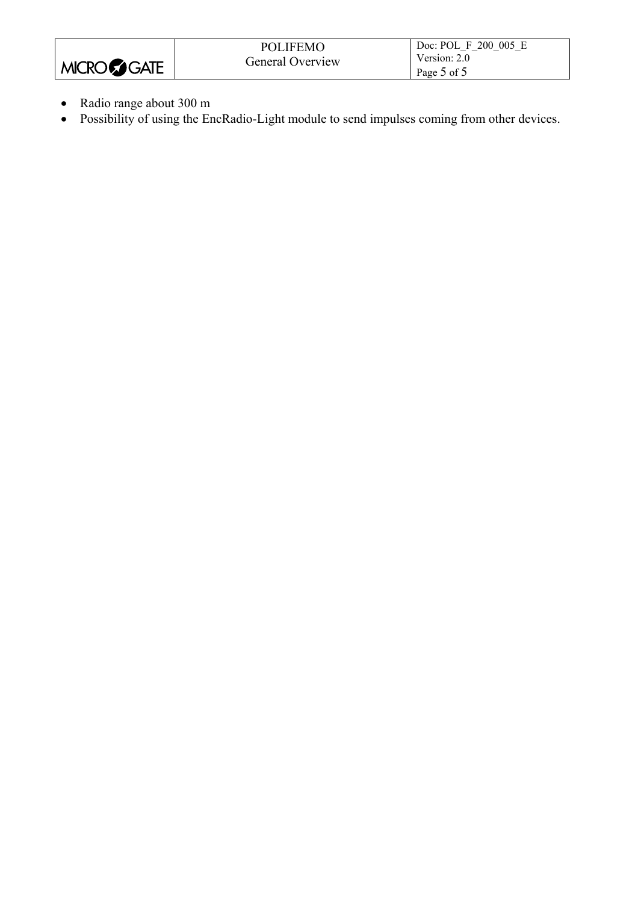- Radio range about 300 m
- Possibility of using the EncRadio-Light module to send impulses coming from other devices.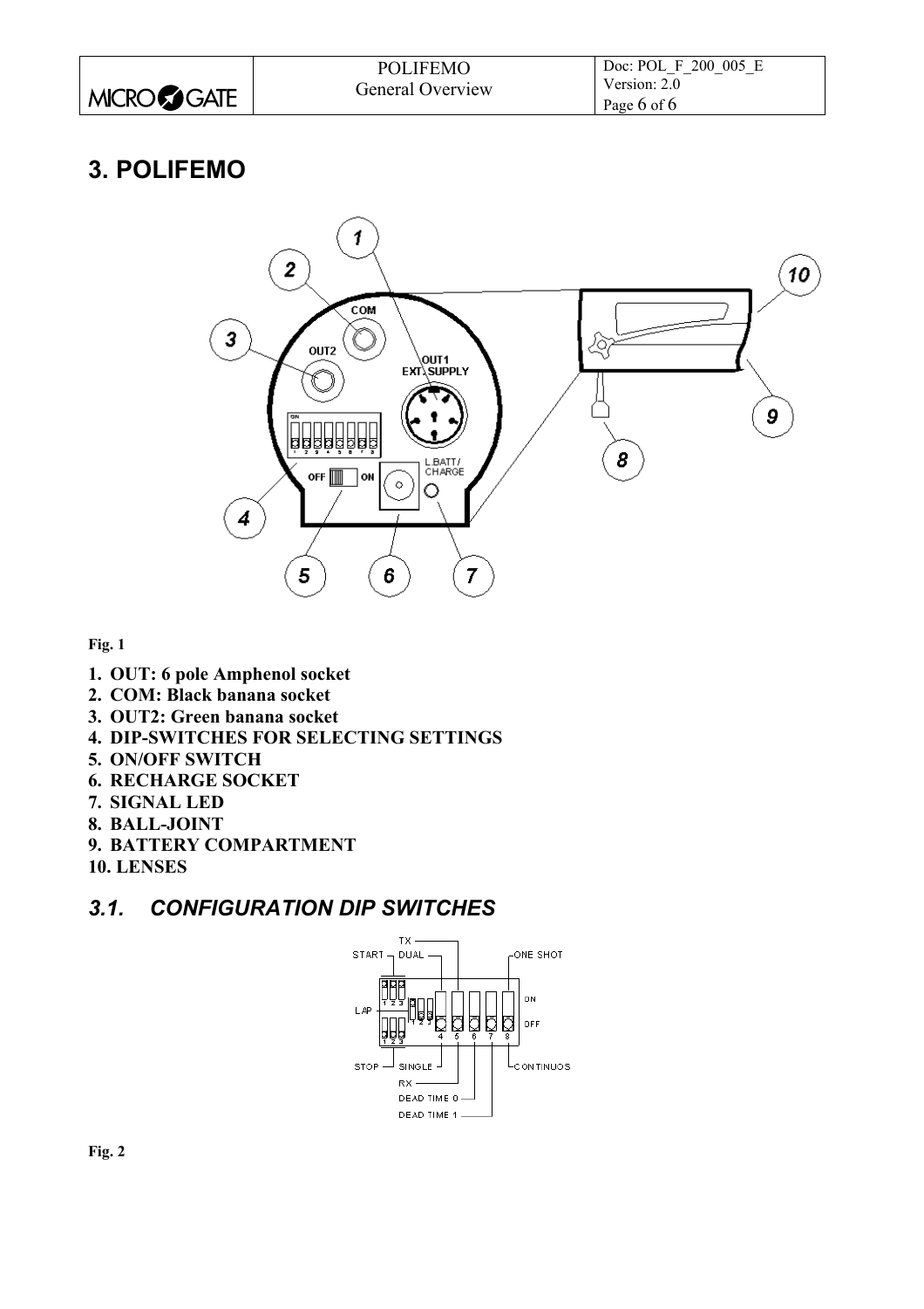# 3. POLIFEMO

Fig. 1

1. **OUT: 6 pole Amphenol socket**
2. **COM: Black banana socket**
3. **OUT2: Green banana socket**
4. **DIP-SWITCHES FOR SELECTING SETTINGS**
5. **ON/OFF SWITCH**
6. **RECHARGE SOCKET**
7. **SIGNAL LED**
8. **BALL-JOINT**
9. **BATTERY COMPARTMENT**
10. **LENSES**

## *3.1. CONFIGURATION DIP SWITCHES*

Fig. 2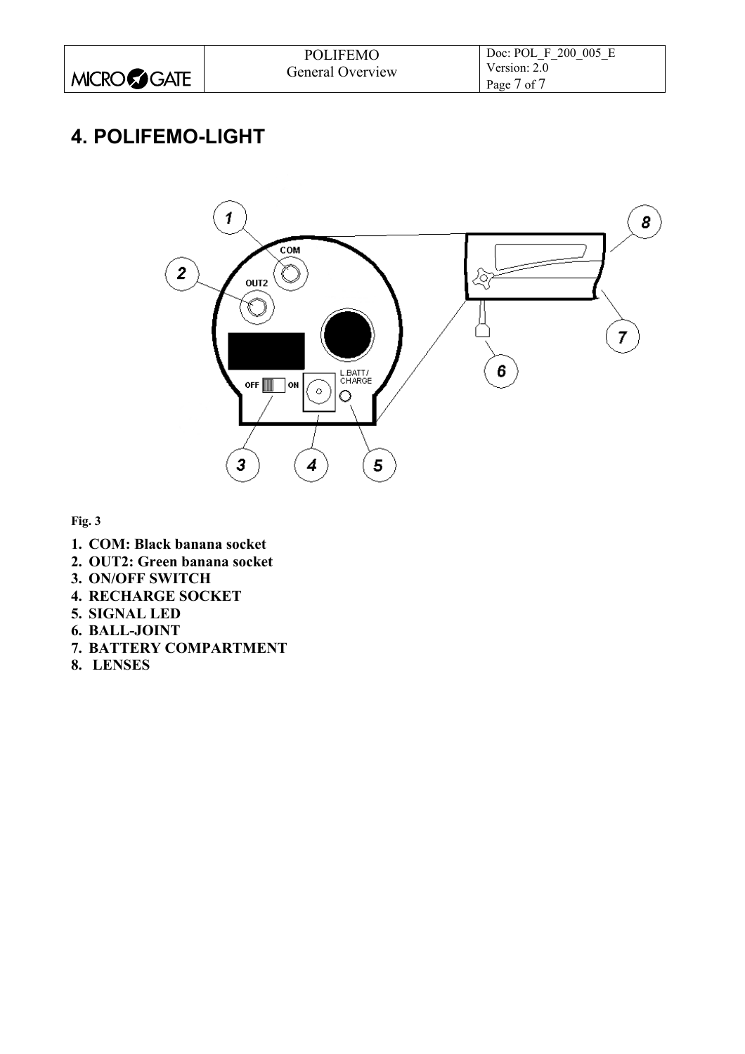# 4. POLIFEMO-LIGHT

**Fig. 3**

1. **COM: Black banana socket**
2. **OUT2: Green banana socket**
3. **ON/OFF SWITCH**
4. **RECHARGE SOCKET**
5. **SIGNAL LED**
6. **BALL-JOINT**
7. **BATTERY COMPARTMENT**
8. **LENSES**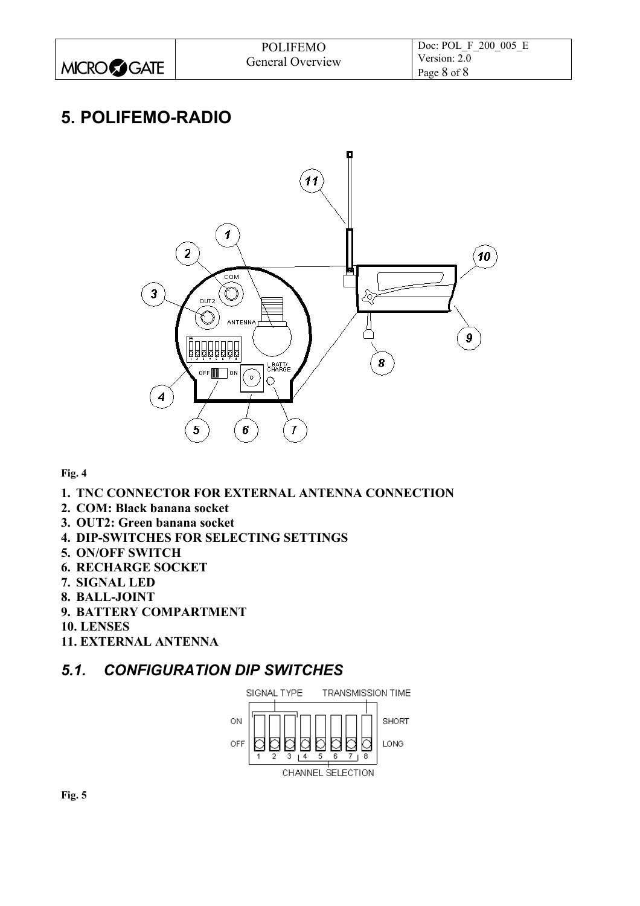# 5. POLIFEMO-RADIO

Fig. 4

1. **TNC CONNECTOR FOR EXTERNAL ANTENNA CONNECTION**
2. **COM: Black banana socket**
3. **OUT2: Green banana socket**
4. **DIP-SWITCHES FOR SELECTING SETTINGS**
5. **ON/OFF SWITCH**
6. **RECHARGE SOCKET**
7. **SIGNAL LED**
8. **BALL-JOINT**
9. **BATTERY COMPARTMENT**
10. **LENSES**
11. **EXTERNAL ANTENNA**

## *5.1. CONFIGURATION DIP SWITCHES*

Fig. 5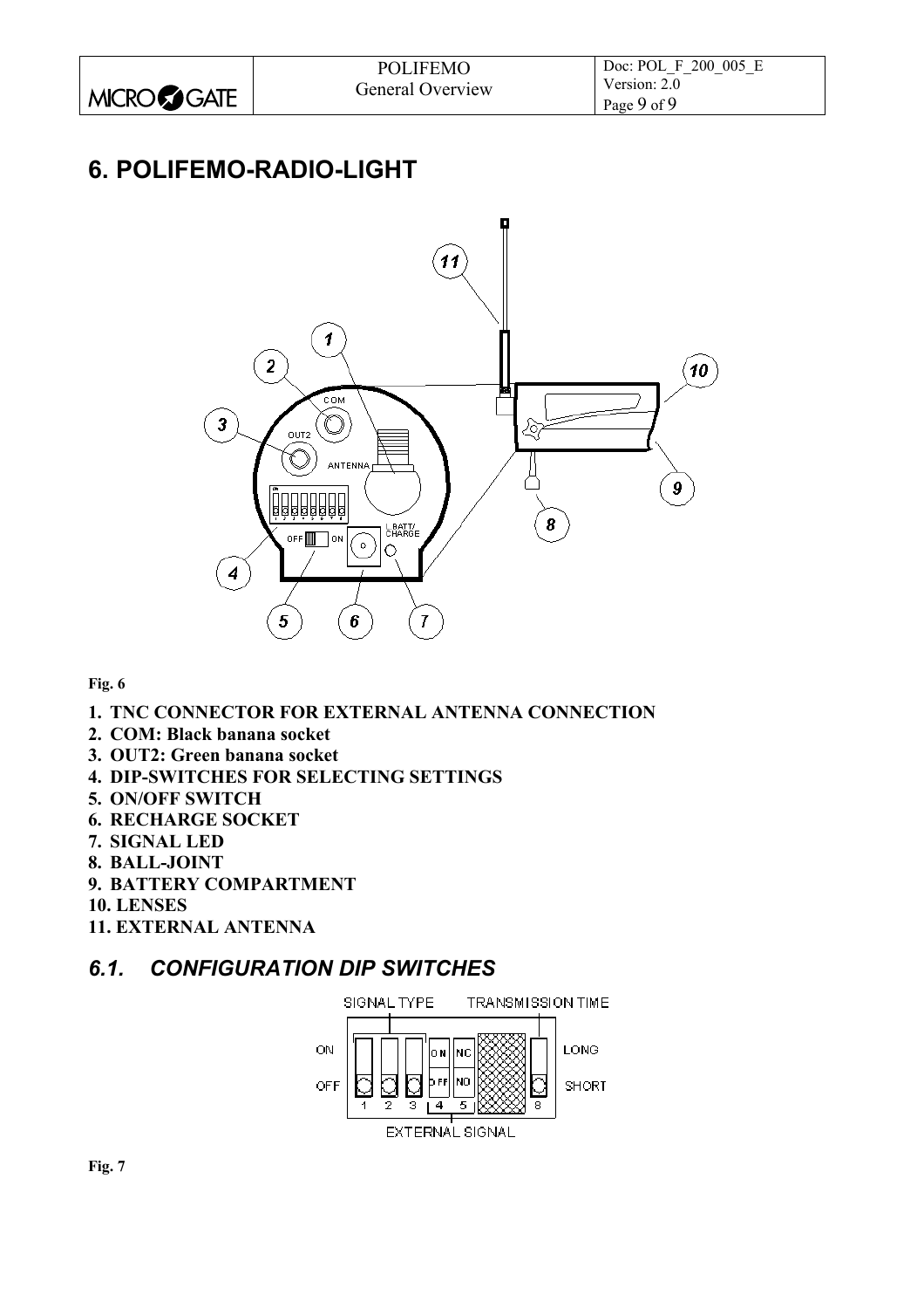# 6. POLIFEMO-RADIO-LIGHT

**Fig. 6**

1. **TNC CONNECTOR FOR EXTERNAL ANTENNA CONNECTION**
2. **COM: Black banana socket**
3. **OUT2: Green banana socket**
4. **DIP-SWITCHES FOR SELECTING SETTINGS**
5. **ON/OFF SWITCH**
6. **RECHARGE SOCKET**
7. **SIGNAL LED**
8. **BALL-JOINT**
9. **BATTERY COMPARTMENT**
10. **LENSES**
11. **EXTERNAL ANTENNA**

## *6.1. CONFIGURATION DIP SWITCHES*

**Fig. 7**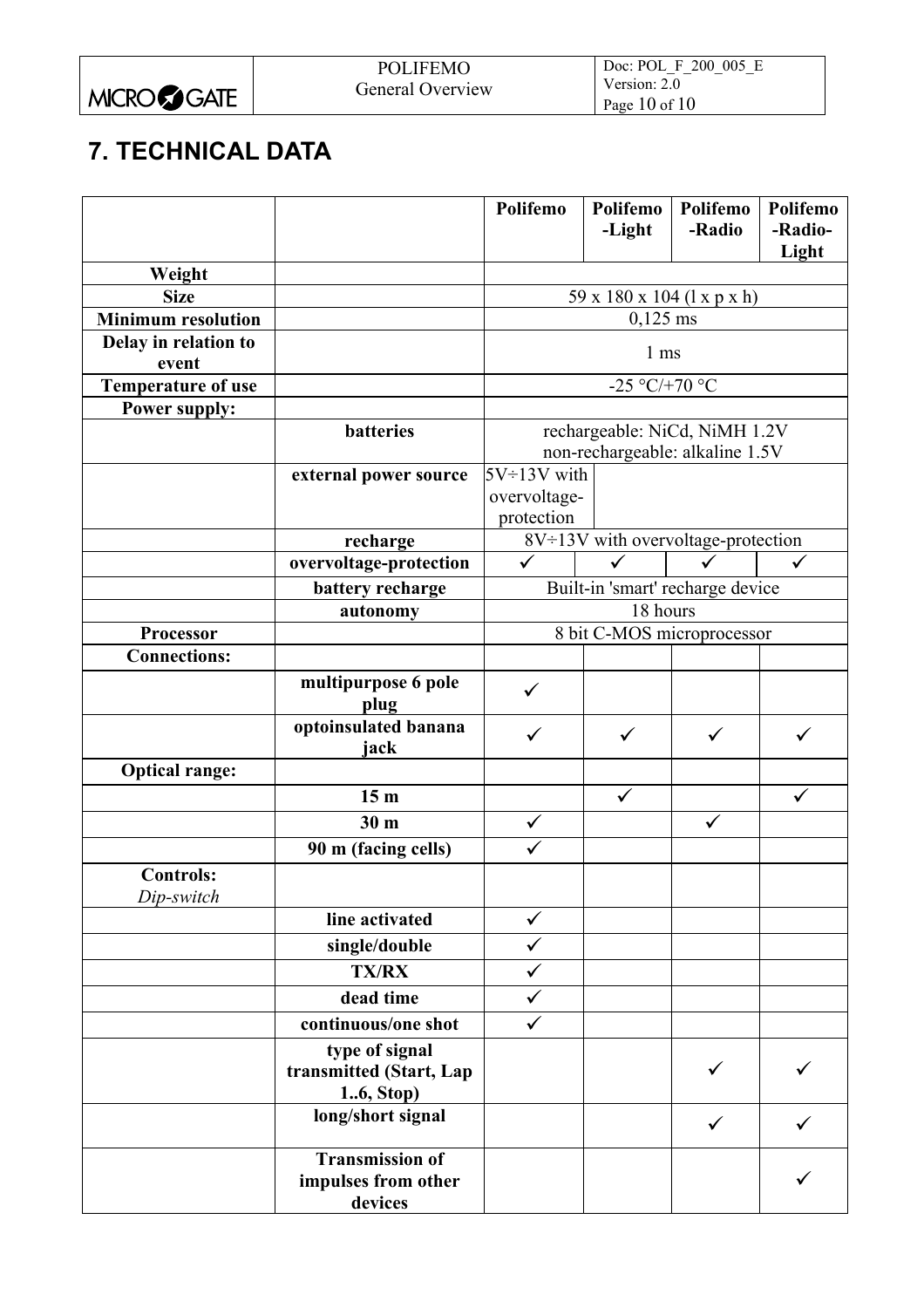# 7. TECHNICAL DATA

| | | Polifemo | Polifemo -Light | Polifemo -Radio | Polifemo -Radio-Light |
|---|---|---|---|---|---|
| **Weight** | | | | | |
| **Size** | | 59 x 180 x 104 (l x p x h) | | | |
| **Minimum resolution** | | 0,125 ms | | | |
| **Delay in relation to event** | | 1 ms | | | |
| **Temperature of use** | | -25 °C/+70 °C | | | |
| **Power supply:** | | | | | |
| | **batteries** | rechargeable: NiCd, NiMH 1.2V non-rechargeable: alkaline 1.5V | | | |
| | **external power source** | 5V÷13V with overvoltage-protection | | | |
| | **recharge** | 8V÷13V with overvoltage-protection | | | |
| | **overvoltage-protection** | ✓ | ✓ | ✓ | ✓ |
| | **battery recharge** | Built-in 'smart' recharge device | | | |
| | **autonomy** | 18 hours | | | |
| **Processor** | | 8 bit C-MOS microprocessor | | | |
| **Connections:** | | | | | |
| | **multipurpose 6 pole plug** | ✓ | | | |
| | **optoinsulated banana jack** | ✓ | ✓ | ✓ | ✓ |
| **Optical range:** | | | | | |
| | **15 m** | | ✓ | | ✓ |
| | **30 m** | ✓ | | ✓ | |
| | **90 m (facing cells)** | ✓ | | | |
| **Controls:** *Dip-switch* | | | | | |
| | **line activated** | ✓ | | | |
| | **single/double** | ✓ | | | |
| | **TX/RX** | ✓ | | | |
| | **dead time** | ✓ | | | |
| | **continuous/one shot** | ✓ | | | |
| | **type of signal transmitted (Start, Lap 1..6, Stop)** | | | ✓ | ✓ |
| | **long/short signal** | | | ✓ | ✓ |
| | **Transmission of impulses from other devices** | | | | ✓ |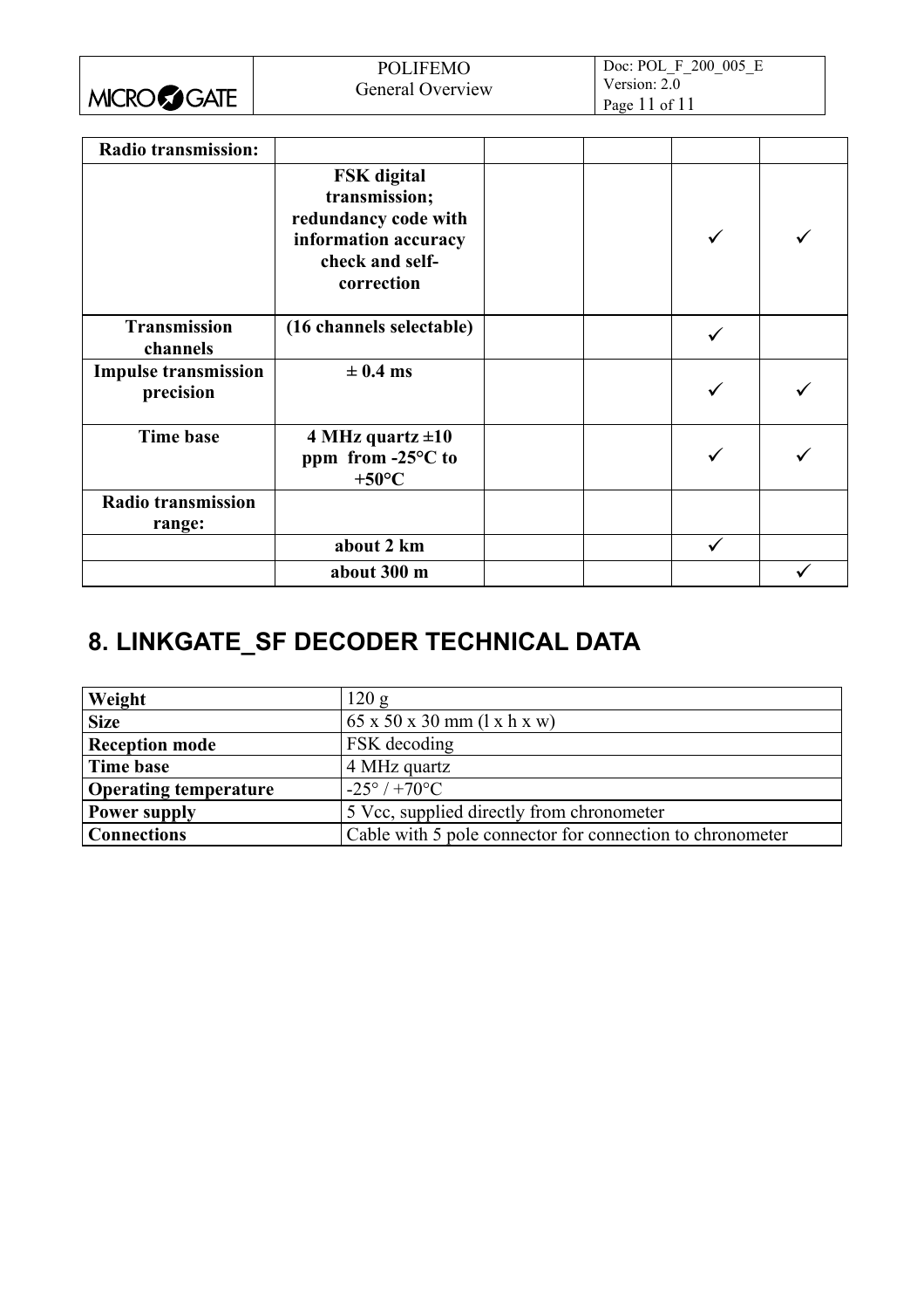| | | | | | |
|---|---|---|---|---|---|
| **Radio transmission:** | | | | | |
| | **FSK digital transmission; redundancy code with information accuracy check and self-correction** | | | ✓ | ✓ |
| **Transmission channels** | **(16 channels selectable)** | | | ✓ | |
| **Impulse transmission precision** | **± 0.4 ms** | | | ✓ | ✓ |
| **Time base** | **4 MHz quartz ±10 ppm from -25°C to +50°C** | | | ✓ | ✓ |
| **Radio transmission range:** | | | | | |
| | **about 2 km** | | | ✓ | |
| | **about 300 m** | | | | ✓ |

# 8. LINKGATE_SF DECODER TECHNICAL DATA

| | |
|---|---|
| **Weight** | 120 g |
| **Size** | 65 x 50 x 30 mm (l x h x w) |
| **Reception mode** | FSK decoding |
| **Time base** | 4 MHz quartz |
| **Operating temperature** | -25° / +70°C |
| **Power supply** | 5 Vcc, supplied directly from chronometer |
| **Connections** | Cable with 5 pole connector for connection to chronometer |